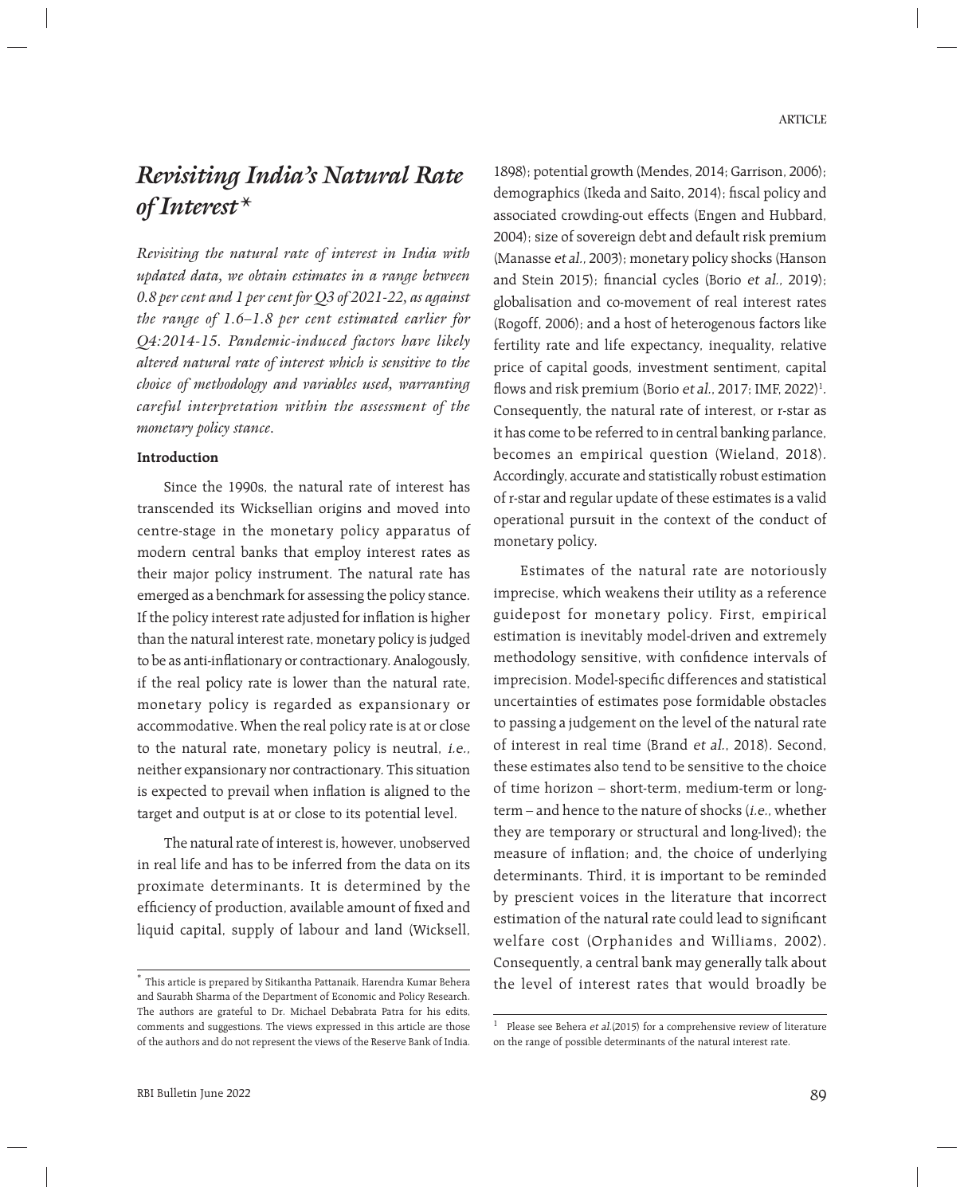# *Revisiting India's Natural Rate of Interest**

*Revisiting the natural rate of interest in India with updated data, we obtain estimates in a range between 0.8 per cent and 1 per cent for Q3 of 2021-22, as against the range of 1.6–1.8 per cent estimated earlier for Q4:2014-15. Pandemic-induced factors have likely altered natural rate of interest which is sensitive to the choice of methodology and variables used, warranting careful interpretation within the assessment of the monetary policy stance.*

## Introduction

Since the 1990s, the natural rate of interest has transcended its Wicksellian origins and moved into centre-stage in the monetary policy apparatus of modern central banks that employ interest rates as their major policy instrument. The natural rate has emerged as a benchmark for assessing the policy stance. If the policy interest rate adjusted for inflation is higher than the natural interest rate, monetary policy is judged to be as anti-inflationary or contractionary. Analogously, if the real policy rate is lower than the natural rate, monetary policy is regarded as expansionary or accommodative. When the real policy rate is at or close to the natural rate, monetary policy is neutral, *i.e.,* neither expansionary nor contractionary. This situation is expected to prevail when inflation is aligned to the target and output is at or close to its potential level.

The natural rate of interest is, however, unobserved in real life and has to be inferred from the data on its proximate determinants. It is determined by the efficiency of production, available amount of fixed and liquid capital, supply of labour and land (Wicksell, 1898); potential growth (Mendes, 2014; Garrison, 2006); demographics (Ikeda and Saito, 2014); fiscal policy and associated crowding-out effects (Engen and Hubbard, 2004); size of sovereign debt and default risk premium (Manasse *et al.,* 2003); monetary policy shocks (Hanson and Stein 2015); financial cycles (Borio *et al.,* 2019); globalisation and co-movement of real interest rates (Rogoff, 2006); and a host of heterogenous factors like fertility rate and life expectancy, inequality, relative price of capital goods, investment sentiment, capital flows and risk premium (Borio *et al.*, 2017; IMF, 2022)[1]. Consequently, the natural rate of interest, or r-star as it has come to be referred to in central banking parlance, becomes an empirical question (Wieland, 2018). Accordingly, accurate and statistically robust estimation of r-star and regular update of these estimates is a valid operational pursuit in the context of the conduct of monetary policy.

Estimates of the natural rate are notoriously imprecise, which weakens their utility as a reference guidepost for monetary policy. First, empirical estimation is inevitably model-driven and extremely methodology sensitive, with confidence intervals of imprecision. Model-specific differences and statistical uncertainties of estimates pose formidable obstacles to passing a judgement on the level of the natural rate of interest in real time (Brand *et al.*, 2018). Second, these estimates also tend to be sensitive to the choice of time horizon – short-term, medium-term or long-term – and hence to the nature of shocks (*i.e.*, whether they are temporary or structural and long-lived); the measure of inflation; and, the choice of underlying determinants. Third, it is important to be reminded by prescient voices in the literature that incorrect estimation of the natural rate could lead to significant welfare cost (Orphanides and Williams, 2002). Consequently, a central bank may generally talk about the level of interest rates that would broadly be

\* This article is prepared by Sitikantha Pattanaik, Harendra Kumar Behera and Saurabh Sharma of the Department of Economic and Policy Research. The authors are grateful to Dr. Michael Debabrata Patra for his edits, comments and suggestions. The views expressed in this article are those of the authors and do not represent the views of the Reserve Bank of India.

[1] Please see Behera *et al.*(2015) for a comprehensive review of literature on the range of possible determinants of the natural interest rate.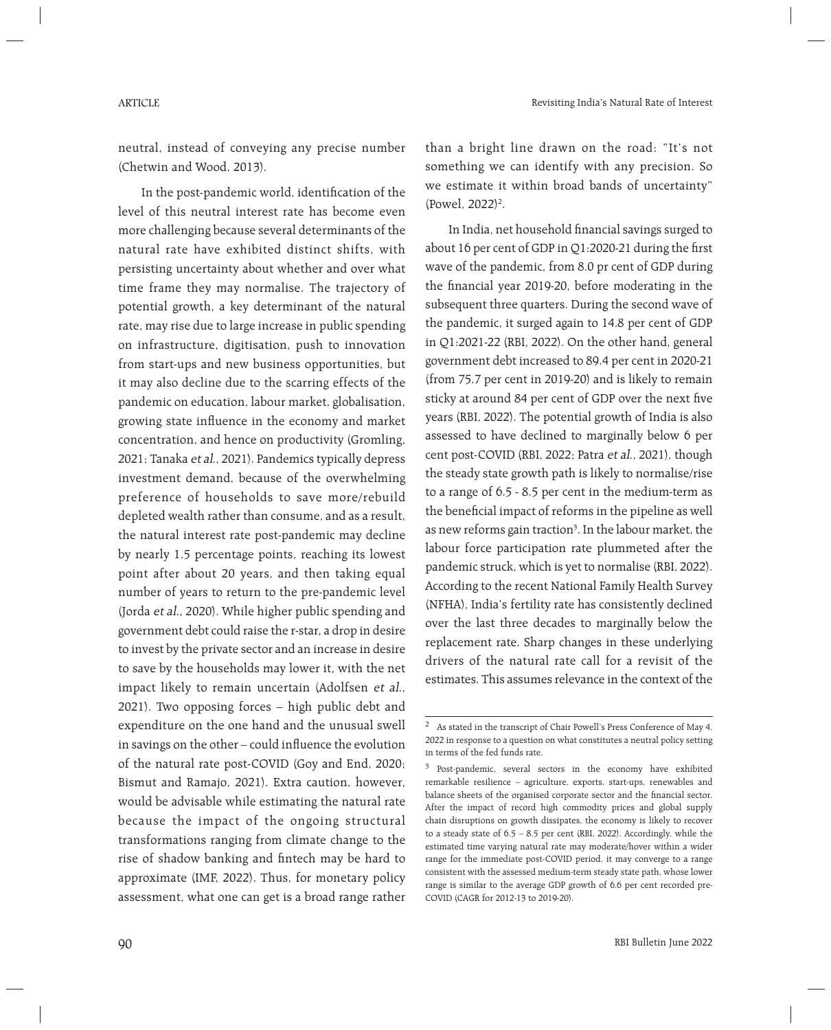neutral, instead of conveying any precise number (Chetwin and Wood, 2013).

In the post-pandemic world, identification of the level of this neutral interest rate has become even more challenging because several determinants of the natural rate have exhibited distinct shifts, with persisting uncertainty about whether and over what time frame they may normalise. The trajectory of potential growth, a key determinant of the natural rate, may rise due to large increase in public spending on infrastructure, digitisation, push to innovation from start-ups and new business opportunities, but it may also decline due to the scarring effects of the pandemic on education, labour market, globalisation, growing state influence in the economy and market concentration, and hence on productivity (Gromling, 2021; Tanaka *et al.*, 2021). Pandemics typically depress investment demand, because of the overwhelming preference of households to save more/rebuild depleted wealth rather than consume, and as a result, the natural interest rate post-pandemic may decline by nearly 1.5 percentage points, reaching its lowest point after about 20 years, and then taking equal number of years to return to the pre-pandemic level (Jorda *et al.*, 2020). While higher public spending and government debt could raise the r-star, a drop in desire to invest by the private sector and an increase in desire to save by the households may lower it, with the net impact likely to remain uncertain (Adolfsen *et al.*, 2021). Two opposing forces – high public debt and expenditure on the one hand and the unusual swell in savings on the other – could influence the evolution of the natural rate post-COVID (Goy and End, 2020; Bismut and Ramajo, 2021). Extra caution, however, would be advisable while estimating the natural rate because the impact of the ongoing structural transformations ranging from climate change to the rise of shadow banking and fintech may be hard to approximate (IMF, 2022). Thus, for monetary policy assessment, what one can get is a broad range rather than a bright line drawn on the road: "It's not something we can identify with any precision. So we estimate it within broad bands of uncertainty" (Powel, 2022)[2].

In India, net household financial savings surged to about 16 per cent of GDP in Q1:2020-21 during the first wave of the pandemic, from 8.0 pr cent of GDP during the financial year 2019-20, before moderating in the subsequent three quarters. During the second wave of the pandemic, it surged again to 14.8 per cent of GDP in Q1:2021-22 (RBI, 2022). On the other hand, general government debt increased to 89.4 per cent in 2020-21 (from 75.7 per cent in 2019-20) and is likely to remain sticky at around 84 per cent of GDP over the next five years (RBI, 2022). The potential growth of India is also assessed to have declined to marginally below 6 per cent post-COVID (RBI, 2022; Patra *et al.*, 2021), though the steady state growth path is likely to normalise/rise to a range of 6.5 - 8.5 per cent in the medium-term as the beneficial impact of reforms in the pipeline as well as new reforms gain traction[3]. In the labour market, the labour force participation rate plummeted after the pandemic struck, which is yet to normalise (RBI, 2022). According to the recent National Family Health Survey (NFHA), India's fertility rate has consistently declined over the last three decades to marginally below the replacement rate. Sharp changes in these underlying drivers of the natural rate call for a revisit of the estimates. This assumes relevance in the context of the

---

[2] As stated in the transcript of Chair Powell's Press Conference of May 4, 2022 in response to a question on what constitutes a neutral policy setting in terms of the fed funds rate.

[3] Post-pandemic, several sectors in the economy have exhibited remarkable resilience – agriculture, exports, start-ups, renewables and balance sheets of the organised corporate sector and the financial sector. After the impact of record high commodity prices and global supply chain disruptions on growth dissipates, the economy is likely to recover to a steady state of 6.5 – 8.5 per cent (RBI, 2022). Accordingly, while the estimated time varying natural rate may moderate/hover within a wider range for the immediate post-COVID period, it may converge to a range consistent with the assessed medium-term steady state path, whose lower range is similar to the average GDP growth of 6.6 per cent recorded pre-COVID (CAGR for 2012-13 to 2019-20).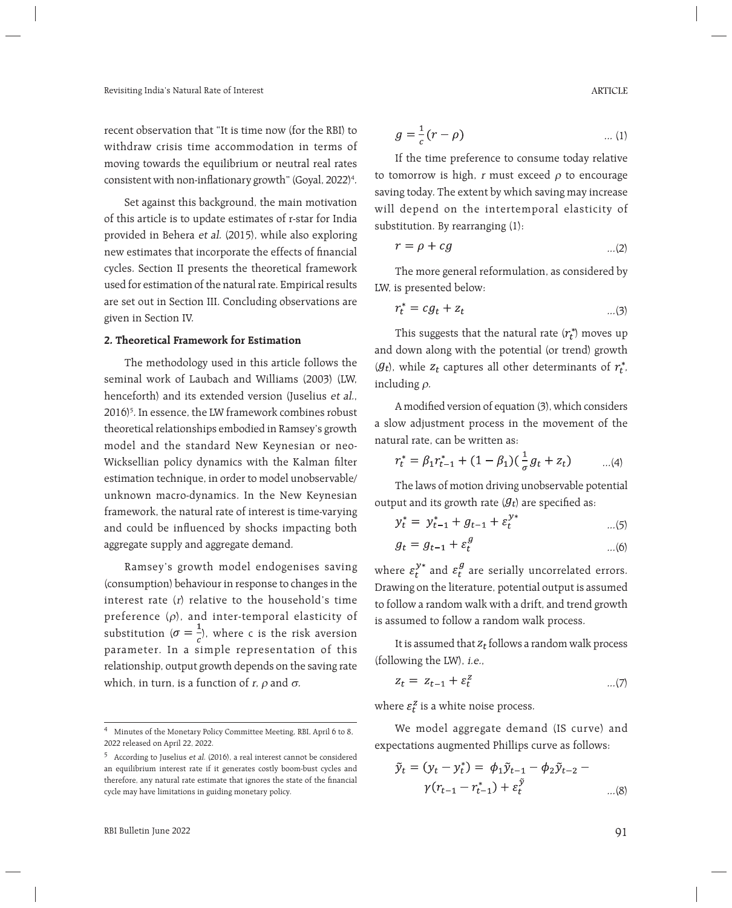recent observation that "It is time now (for the RBI) to withdraw crisis time accommodation in terms of moving towards the equilibrium or neutral real rates consistent with non-inflationary growth" (Goyal, 2022)[4].

Set against this background, the main motivation of this article is to update estimates of r-star for India provided in Behera *et al.* (2015), while also exploring new estimates that incorporate the effects of financial cycles. Section II presents the theoretical framework used for estimation of the natural rate. Empirical results are set out in Section III. Concluding observations are given in Section IV.

## 2. Theoretical Framework for Estimation

The methodology used in this article follows the seminal work of Laubach and Williams (2003) (LW, henceforth) and its extended version (Juselius *et al.*, 2016)[5]. In essence, the LW framework combines robust theoretical relationships embodied in Ramsey's growth model and the standard New Keynesian or neo-Wicksellian policy dynamics with the Kalman filter estimation technique, in order to model unobservable/unknown macro-dynamics. In the New Keynesian framework, the natural rate of interest is time-varying and could be influenced by shocks impacting both aggregate supply and aggregate demand.

Ramsey's growth model endogenises saving (consumption) behaviour in response to changes in the interest rate ($r$) relative to the household's time preference ($\rho$), and inter-temporal elasticity of substitution ($\sigma = \frac{1}{c}$), where c is the risk aversion parameter. In a simple representation of this relationship, output growth depends on the saving rate which, in turn, is a function of $r$, $\rho$ and $\sigma$.

$$g = \frac{1}{c}(r - \rho) \quad \text{... (1)}$$

If the time preference to consume today relative to tomorrow is high, $r$ must exceed $\rho$ to encourage saving today. The extent by which saving may increase will depend on the intertemporal elasticity of substitution. By rearranging (1):

$$r = \rho + cg \quad \text{...(2)}$$

The more general reformulation, as considered by LW, is presented below:

$$r_t^* = cg_t + z_t \quad \text{...(3)}$$

This suggests that the natural rate ($r_t^*$) moves up and down along with the potential (or trend) growth ($g_t$), while $z_t$ captures all other determinants of $r_t^*$, including $\rho$.

A modified version of equation (3), which considers a slow adjustment process in the movement of the natural rate, can be written as:

$$r_t^* = \beta_1 r_{t-1}^* + (1 - \beta_1)(\frac{1}{\sigma} g_t + z_t) \quad \text{...(4)}$$

The laws of motion driving unobservable potential output and its growth rate ($g_t$) are specified as:

$$y_t^* = y_{t-1}^* + g_{t-1} + \varepsilon_t^{y*} \quad \text{...(5)}$$

$$g_t = g_{t-1} + \varepsilon_t^{g} \quad \text{...(6)}$$

where $\varepsilon_t^{y*}$ and $\varepsilon_t^{g}$ are serially uncorrelated errors. Drawing on the literature, potential output is assumed to follow a random walk with a drift, and trend growth is assumed to follow a random walk process.

It is assumed that $z_t$ follows a random walk process (following the LW), *i.e.*,

$$z_t = z_{t-1} + \varepsilon_t^{z} \quad \text{...(7)}$$

where $\varepsilon_t^{z}$ is a white noise process.

We model aggregate demand (IS curve) and expectations augmented Phillips curve as follows:

$$\tilde{y}_t = (y_t - y_t^*) = \phi_1 \tilde{y}_{t-1} - \phi_2 \tilde{y}_{t-2} - \gamma(r_{t-1} - r_{t-1}^*) + \varepsilon_t^{\tilde{y}} \quad \text{...(8)}$$

---

[4] Minutes of the Monetary Policy Committee Meeting, RBI, April 6 to 8, 2022 released on April 22, 2022.

[5] According to Juselius *et al.* (2016), a real interest cannot be considered an equilibrium interest rate if it generates costly boom-bust cycles and therefore, any natural rate estimate that ignores the state of the financial cycle may have limitations in guiding monetary policy.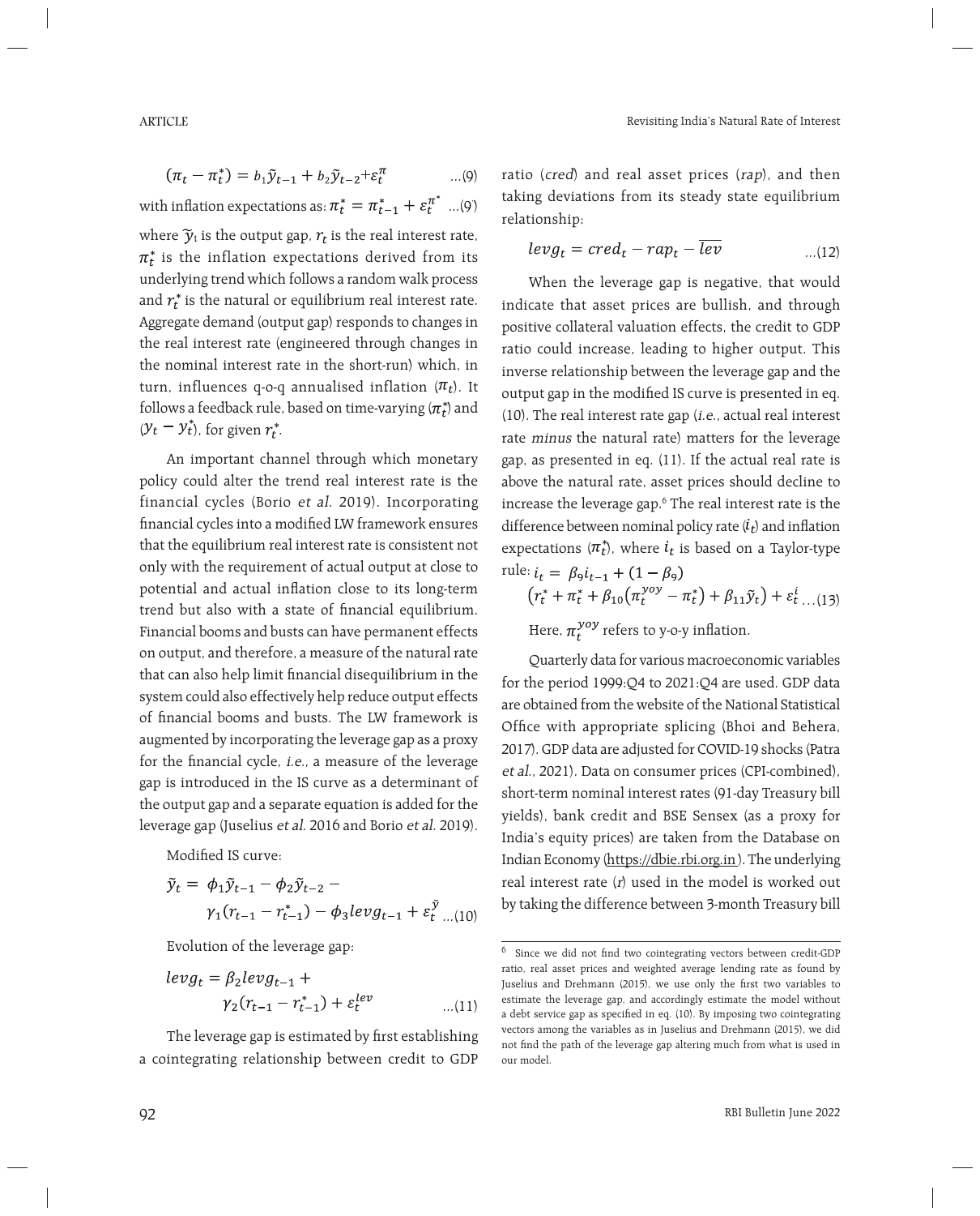$$(\pi_t - \pi_t^*) = b_1\tilde{y}_{t-1} + b_2\tilde{y}_{t-2} + \varepsilon_t^{\pi} \quad ...(9)$$

with inflation expectations as: $\pi_t^* = \pi_{t-1}^* + \varepsilon_t^{\pi^*}$ ...(9')

where $\tilde{y}_t$ is the output gap, $r_t$ is the real interest rate, $\pi_t^*$ is the inflation expectations derived from its underlying trend which follows a random walk process and $r_t^*$ is the natural or equilibrium real interest rate. Aggregate demand (output gap) responds to changes in the real interest rate (engineered through changes in the nominal interest rate in the short-run) which, in turn, influences q-o-q annualised inflation ($\pi_t$). It follows a feedback rule, based on time-varying ($\pi_t^*$) and ($y_t - y_t^*$), for given $r_t^*$.

An important channel through which monetary policy could alter the trend real interest rate is the financial cycles (Borio *et al.* 2019). Incorporating financial cycles into a modified LW framework ensures that the equilibrium real interest rate is consistent not only with the requirement of actual output at close to potential and actual inflation close to its long-term trend but also with a state of financial equilibrium. Financial booms and busts can have permanent effects on output, and therefore, a measure of the natural rate that can also help limit financial disequilibrium in the system could also effectively help reduce output effects of financial booms and busts. The LW framework is augmented by incorporating the leverage gap as a proxy for the financial cycle, *i.e.*, a measure of the leverage gap is introduced in the IS curve as a determinant of the output gap and a separate equation is added for the leverage gap (Juselius *et al.* 2016 and Borio *et al.* 2019).

Modified IS curve:

$$\tilde{y}_t = \phi_1\tilde{y}_{t-1} - \phi_2\tilde{y}_{t-2} - \gamma_1(r_{t-1} - r_{t-1}^*) - \phi_3 levg_{t-1} + \varepsilon_t^{\tilde{y}} \quad ...(10)$$

Evolution of the leverage gap:

$$levg_t = \beta_2 levg_{t-1} + \gamma_2(r_{t-1} - r_{t-1}^*) + \varepsilon_t^{lev} \quad ...(11)$$

The leverage gap is estimated by first establishing a cointegrating relationship between credit to GDP ratio (*cred*) and real asset prices (*rap*), and then taking deviations from its steady state equilibrium relationship:

$$levg_t = cred_t - rap_t - \overline{lev} \quad ...(12)$$

When the leverage gap is negative, that would indicate that asset prices are bullish, and through positive collateral valuation effects, the credit to GDP ratio could increase, leading to higher output. This inverse relationship between the leverage gap and the output gap in the modified IS curve is presented in eq. (10). The real interest rate gap (*i.e.*, actual real interest rate *minus* the natural rate) matters for the leverage gap, as presented in eq. (11). If the actual real rate is above the natural rate, asset prices should decline to increase the leverage gap.[6] The real interest rate is the difference between nominal policy rate ($i_t$) and inflation expectations ($\pi_t^*$), where $i_t$ is based on a Taylor-type rule:

$$i_t = \beta_9 i_{t-1} + (1 - \beta_9)\left(r_t^* + \pi_t^* + \beta_{10}(\pi_t^{yoy} - \pi_t^*) + \beta_{11}\tilde{y}_t\right) + \varepsilon_t^{i} \quad ...(13)$$

Here, $\pi_t^{yoy}$ refers to y-o-y inflation.

Quarterly data for various macroeconomic variables for the period 1999:Q4 to 2021:Q4 are used. GDP data are obtained from the website of the National Statistical Office with appropriate splicing (Bhoi and Behera, 2017). GDP data are adjusted for COVID-19 shocks (Patra *et al.*, 2021). Data on consumer prices (CPI-combined), short-term nominal interest rates (91-day Treasury bill yields), bank credit and BSE Sensex (as a proxy for India's equity prices) are taken from the Database on Indian Economy (https://dbie.rbi.org.in). The underlying real interest rate (*r*) used in the model is worked out by taking the difference between 3-month Treasury bill

[6] Since we did not find two cointegrating vectors between credit-GDP ratio, real asset prices and weighted average lending rate as found by Juselius and Drehmann (2015), we use only the first two variables to estimate the leverage gap, and accordingly estimate the model without a debt service gap as specified in eq. (10). By imposing two cointegrating vectors among the variables as in Juselius and Drehmann (2015), we did not find the path of the leverage gap altering much from what is used in our model.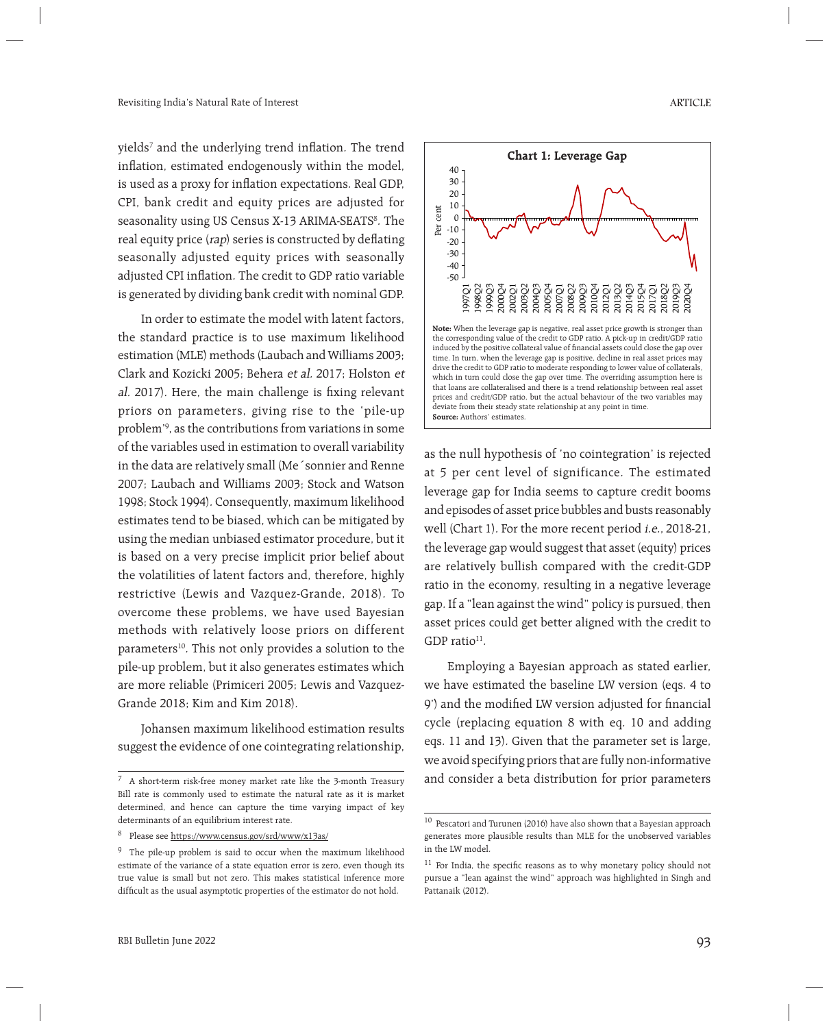yields[7] and the underlying trend inflation. The trend inflation, estimated endogenously within the model, is used as a proxy for inflation expectations. Real GDP, CPI, bank credit and equity prices are adjusted for seasonality using US Census X-13 ARIMA-SEATS[8]. The real equity price (*rap*) series is constructed by deflating seasonally adjusted equity prices with seasonally adjusted CPI inflation. The credit to GDP ratio variable is generated by dividing bank credit with nominal GDP.

In order to estimate the model with latent factors, the standard practice is to use maximum likelihood estimation (MLE) methods (Laubach and Williams 2003; Clark and Kozicki 2005; Behera *et al.* 2017; Holston *et al.* 2017). Here, the main challenge is fixing relevant priors on parameters, giving rise to the 'pile-up problem'[9], as the contributions from variations in some of the variables used in estimation to overall variability in the data are relatively small (Me´sonnier and Renne 2007; Laubach and Williams 2003; Stock and Watson 1998; Stock 1994). Consequently, maximum likelihood estimates tend to be biased, which can be mitigated by using the median unbiased estimator procedure, but it is based on a very precise implicit prior belief about the volatilities of latent factors and, therefore, highly restrictive (Lewis and Vazquez-Grande, 2018). To overcome these problems, we have used Bayesian methods with relatively loose priors on different parameters[10]. This not only provides a solution to the pile-up problem, but it also generates estimates which are more reliable (Primiceri 2005; Lewis and Vazquez-Grande 2018; Kim and Kim 2018).

Johansen maximum likelihood estimation results suggest the evidence of one cointegrating relationship,

**Chart 1: Leverage Gap**

**Note:** When the leverage gap is negative, real asset price growth is stronger than the corresponding value of the credit to GDP ratio. A pick-up in credit/GDP ratio induced by the positive collateral value of financial assets could close the gap over time. In turn, when the leverage gap is positive, decline in real asset prices may drive the credit to GDP ratio to moderate responding to lower value of collaterals, which in turn could close the gap over time. The overriding assumption here is that loans are collateralised and there is a trend relationship between real asset prices and credit/GDP ratio, but the actual behaviour of the two variables may deviate from their steady state relationship at any point in time.
**Source:** Authors' estimates.

as the null hypothesis of 'no cointegration' is rejected at 5 per cent level of significance. The estimated leverage gap for India seems to capture credit booms and episodes of asset price bubbles and busts reasonably well (Chart 1). For the more recent period *i.e.*, 2018-21, the leverage gap would suggest that asset (equity) prices are relatively bullish compared with the credit-GDP ratio in the economy, resulting in a negative leverage gap. If a "lean against the wind" policy is pursued, then asset prices could get better aligned with the credit to GDP ratio[11].

Employing a Bayesian approach as stated earlier, we have estimated the baseline LW version (eqs. 4 to 9') and the modified LW version adjusted for financial cycle (replacing equation 8 with eq. 10 and adding eqs. 11 and 13). Given that the parameter set is large, we avoid specifying priors that are fully non-informative and consider a beta distribution for prior parameters

---

[7] A short-term risk-free money market rate like the 3-month Treasury Bill rate is commonly used to estimate the natural rate as it is market determined, and hence can capture the time varying impact of key determinants of an equilibrium interest rate.

[8] Please see https://www.census.gov/srd/www/x13as/

[9] The pile-up problem is said to occur when the maximum likelihood estimate of the variance of a state equation error is zero, even though its true value is small but not zero. This makes statistical inference more difficult as the usual asymptotic properties of the estimator do not hold.

[10] Pescatori and Turunen (2016) have also shown that a Bayesian approach generates more plausible results than MLE for the unobserved variables in the LW model.

[11] For India, the specific reasons as to why monetary policy should not pursue a "lean against the wind" approach was highlighted in Singh and Pattanaik (2012).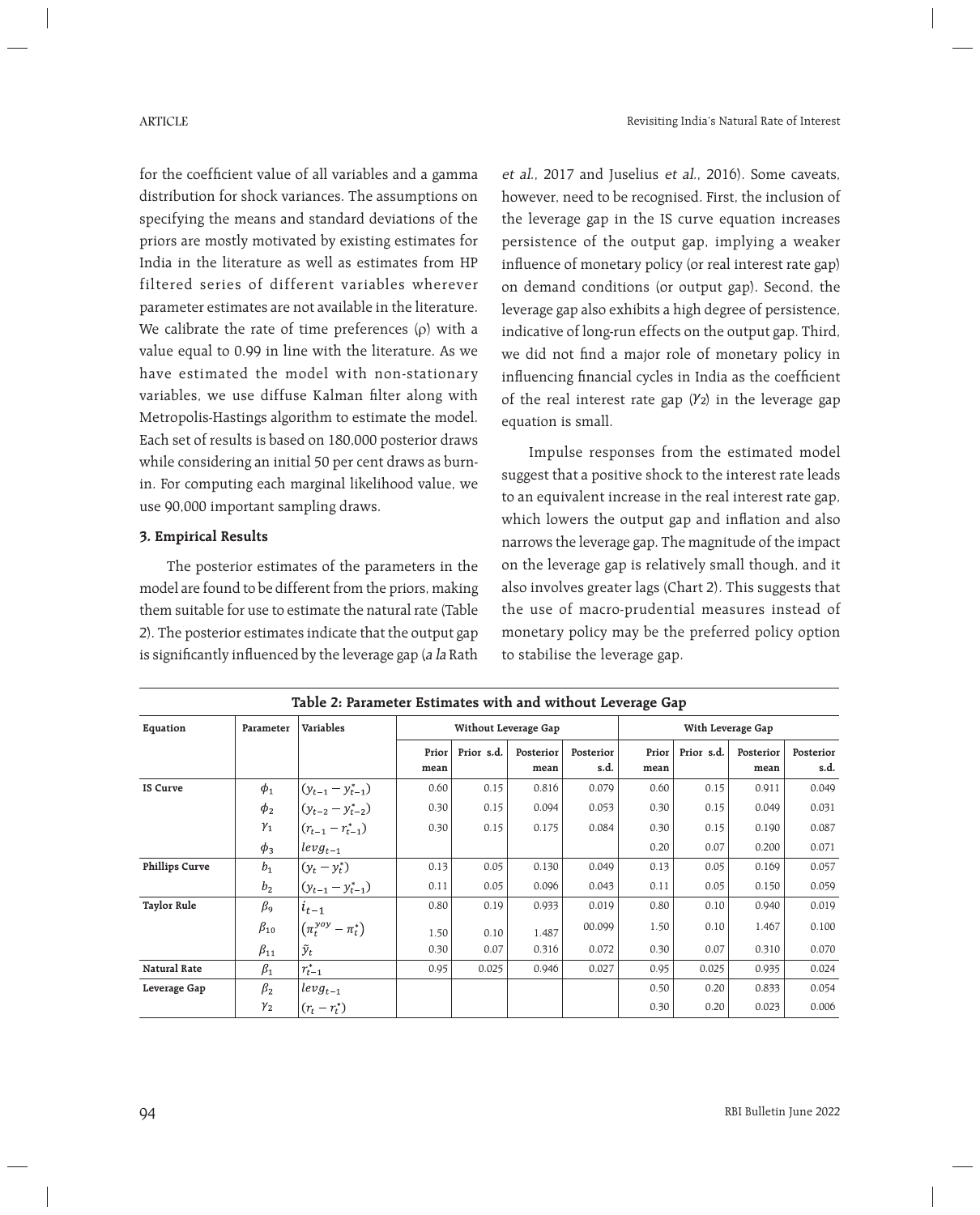for the coefficient value of all variables and a gamma distribution for shock variances. The assumptions on specifying the means and standard deviations of the priors are mostly motivated by existing estimates for India in the literature as well as estimates from HP filtered series of different variables wherever parameter estimates are not available in the literature. We calibrate the rate of time preferences (ρ) with a value equal to 0.99 in line with the literature. As we have estimated the model with non-stationary variables, we use diffuse Kalman filter along with Metropolis-Hastings algorithm to estimate the model. Each set of results is based on 180,000 posterior draws while considering an initial 50 per cent draws as burn-in. For computing each marginal likelihood value, we use 90,000 important sampling draws.

### 3. Empirical Results

The posterior estimates of the parameters in the model are found to be different from the priors, making them suitable for use to estimate the natural rate (Table 2). The posterior estimates indicate that the output gap is significantly influenced by the leverage gap (*a la* Rath *et al.*, 2017 and Juselius *et al.*, 2016). Some caveats, however, need to be recognised. First, the inclusion of the leverage gap in the IS curve equation increases persistence of the output gap, implying a weaker influence of monetary policy (or real interest rate gap) on demand conditions (or output gap). Second, the leverage gap also exhibits a high degree of persistence, indicative of long-run effects on the output gap. Third, we did not find a major role of monetary policy in influencing financial cycles in India as the coefficient of the real interest rate gap ($\gamma_2$) in the leverage gap equation is small.

Impulse responses from the estimated model suggest that a positive shock to the interest rate leads to an equivalent increase in the real interest rate gap, which lowers the output gap and inflation and also narrows the leverage gap. The magnitude of the impact on the leverage gap is relatively small though, and it also involves greater lags (Chart 2). This suggests that the use of macro-prudential measures instead of monetary policy may be the preferred policy option to stabilise the leverage gap.

**Table 2: Parameter Estimates with and without Leverage Gap**

| Equation | Parameter | Variables | Without Leverage Gap | | | | With Leverage Gap | | | |
|---|---|---|---|---|---|---|---|---|---|---|
| | | | Prior mean | Prior s.d. | Posterior mean | Posterior s.d. | Prior mean | Prior s.d. | Posterior mean | Posterior s.d. |
| IS Curve | $\phi_1$ | $(y_{t-1} - y^*_{t-1})$ | 0.60 | 0.15 | 0.816 | 0.079 | 0.60 | 0.15 | 0.911 | 0.049 |
| | $\phi_2$ | $(y_{t-2} - y^*_{t-2})$ | 0.30 | 0.15 | 0.094 | 0.053 | 0.30 | 0.15 | 0.049 | 0.031 |
| | $\gamma_1$ | $(r_{t-1} - r^*_{t-1})$ | 0.30 | 0.15 | 0.175 | 0.084 | 0.30 | 0.15 | 0.190 | 0.087 |
| | $\phi_3$ | $levg_{t-1}$ | | | | | 0.20 | 0.07 | 0.200 | 0.071 |
| Phillips Curve | $b_1$ | $(y_t - y^*_t)$ | 0.13 | 0.05 | 0.130 | 0.049 | 0.13 | 0.05 | 0.169 | 0.057 |
| | $b_2$ | $(y_{t-1} - y^*_{t-1})$ | 0.11 | 0.05 | 0.096 | 0.043 | 0.11 | 0.05 | 0.150 | 0.059 |
| Taylor Rule | $\beta_9$ | $i_{t-1}$ | 0.80 | 0.19 | 0.933 | 0.019 | 0.80 | 0.10 | 0.940 | 0.019 |
| | $\beta_{10}$ | $(\pi^{yoy}_t - \pi^*_t)$ | 1.50 | 0.10 | 1.487 | 00.099 | 1.50 | 0.10 | 1.467 | 0.100 |
| | $\beta_{11}$ | $\tilde{y}_t$ | 0.30 | 0.07 | 0.316 | 0.072 | 0.30 | 0.07 | 0.310 | 0.070 |
| Natural Rate | $\beta_1$ | $r^*_{t-1}$ | 0.95 | 0.025 | 0.946 | 0.027 | 0.95 | 0.025 | 0.935 | 0.024 |
| Leverage Gap | $\beta_2$ | $levg_{t-1}$ | | | | | 0.50 | 0.20 | 0.833 | 0.054 |
| | $\gamma_2$ | $(r_t - r^*_t)$ | | | | | 0.30 | 0.20 | 0.023 | 0.006 |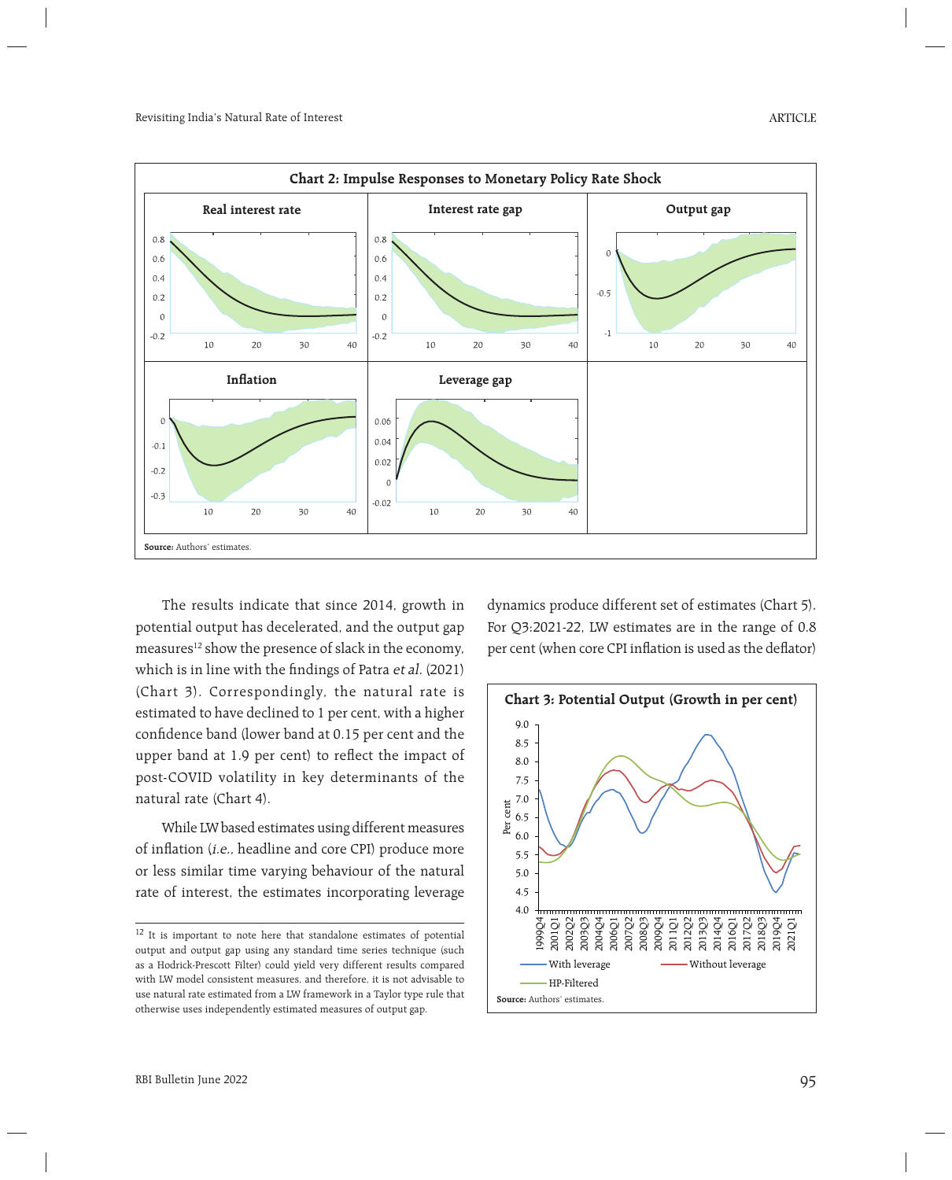**Chart 2: Impulse Responses to Monetary Policy Rate Shock**

**Source:** Authors' estimates.

The results indicate that since 2014, growth in potential output has decelerated, and the output gap measures[12] show the presence of slack in the economy, which is in line with the findings of Patra *et al.* (2021) (Chart 3). Correspondingly, the natural rate is estimated to have declined to 1 per cent, with a higher confidence band (lower band at 0.15 per cent and the upper band at 1.9 per cent) to reflect the impact of post-COVID volatility in key determinants of the natural rate (Chart 4).

While LW based estimates using different measures of inflation (*i.e.*, headline and core CPI) produce more or less similar time varying behaviour of the natural rate of interest, the estimates incorporating leverage dynamics produce different set of estimates (Chart 5). For Q3:2021-22, LW estimates are in the range of 0.8 per cent (when core CPI inflation is used as the deflator)

**Chart 3: Potential Output (Growth in per cent)**

**Source:** Authors' estimates.

[12] It is important to note here that standalone estimates of potential output and output gap using any standard time series technique (such as a Hodrick-Prescott Filter) could yield very different results compared with LW model consistent measures, and therefore, it is not advisable to use natural rate estimated from a LW framework in a Taylor type rule that otherwise uses independently estimated measures of output gap.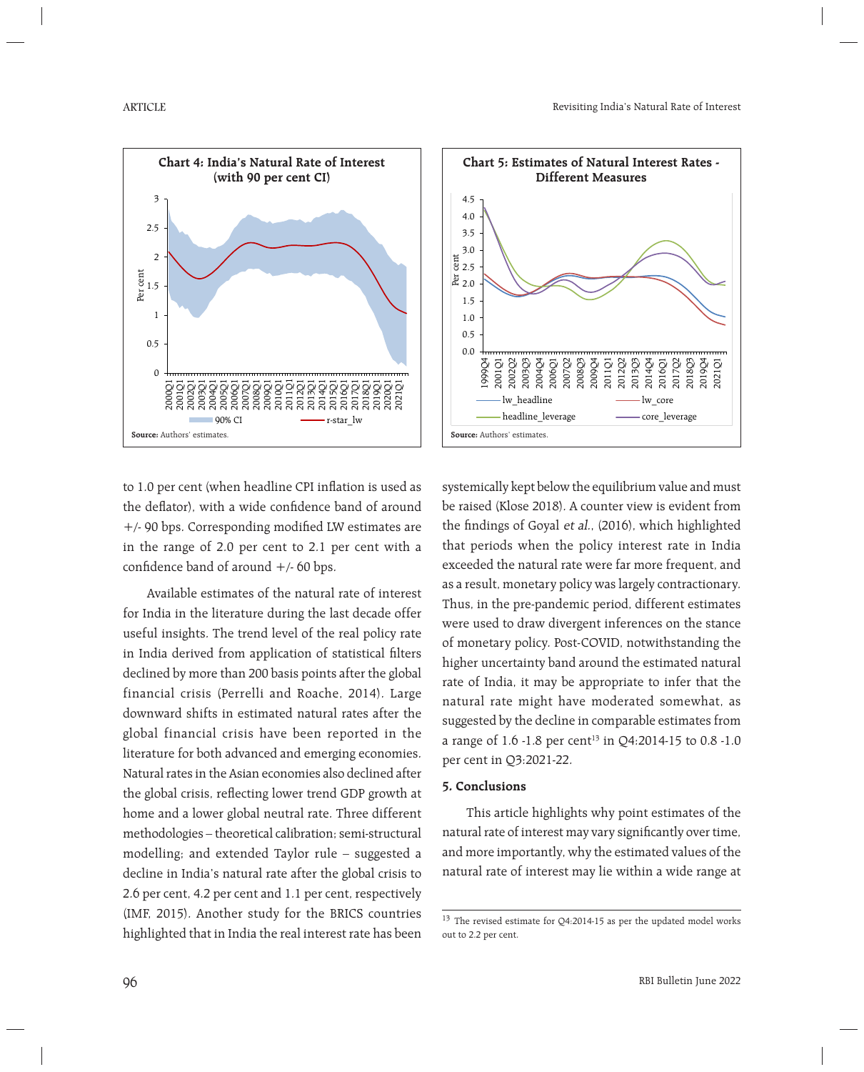**Chart 4: India's Natural Rate of Interest (with 90 per cent CI)**

Source: Authors' estimates.

**Chart 5: Estimates of Natural Interest Rates - Different Measures**

Source: Authors' estimates.

to 1.0 per cent (when headline CPI inflation is used as the deflator), with a wide confidence band of around +/- 90 bps. Corresponding modified LW estimates are in the range of 2.0 per cent to 2.1 per cent with a confidence band of around +/- 60 bps.

Available estimates of the natural rate of interest for India in the literature during the last decade offer useful insights. The trend level of the real policy rate in India derived from application of statistical filters declined by more than 200 basis points after the global financial crisis (Perrelli and Roache, 2014). Large downward shifts in estimated natural rates after the global financial crisis have been reported in the literature for both advanced and emerging economies. Natural rates in the Asian economies also declined after the global crisis, reflecting lower trend GDP growth at home and a lower global neutral rate. Three different methodologies – theoretical calibration; semi-structural modelling; and extended Taylor rule – suggested a decline in India's natural rate after the global crisis to 2.6 per cent, 4.2 per cent and 1.1 per cent, respectively (IMF, 2015). Another study for the BRICS countries highlighted that in India the real interest rate has been systemically kept below the equilibrium value and must be raised (Klose 2018). A counter view is evident from the findings of Goyal *et al.*, (2016), which highlighted that periods when the policy interest rate in India exceeded the natural rate were far more frequent, and as a result, monetary policy was largely contractionary. Thus, in the pre-pandemic period, different estimates were used to draw divergent inferences on the stance of monetary policy. Post-COVID, notwithstanding the higher uncertainty band around the estimated natural rate of India, it may be appropriate to infer that the natural rate might have moderated somewhat, as suggested by the decline in comparable estimates from a range of 1.6 -1.8 per cent[13] in Q4:2014-15 to 0.8 -1.0 per cent in Q3:2021-22.

## 5. Conclusions

This article highlights why point estimates of the natural rate of interest may vary significantly over time, and more importantly, why the estimated values of the natural rate of interest may lie within a wide range at

[13] The revised estimate for Q4:2014-15 as per the updated model works out to 2.2 per cent.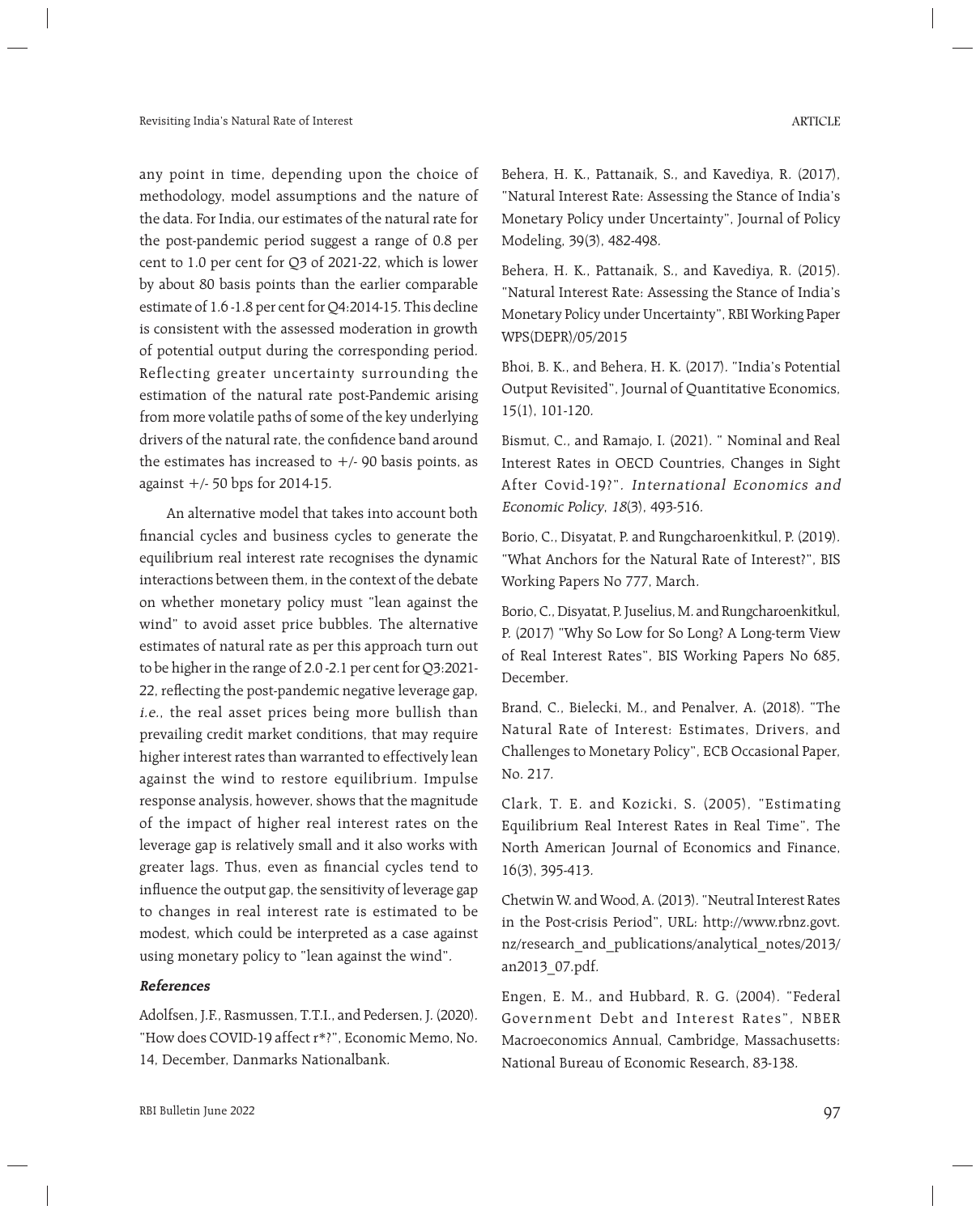any point in time, depending upon the choice of methodology, model assumptions and the nature of the data. For India, our estimates of the natural rate for the post-pandemic period suggest a range of 0.8 per cent to 1.0 per cent for Q3 of 2021-22, which is lower by about 80 basis points than the earlier comparable estimate of 1.6 -1.8 per cent for Q4:2014-15. This decline is consistent with the assessed moderation in growth of potential output during the corresponding period. Reflecting greater uncertainty surrounding the estimation of the natural rate post-Pandemic arising from more volatile paths of some of the key underlying drivers of the natural rate, the confidence band around the estimates has increased to +/- 90 basis points, as against +/- 50 bps for 2014-15.

An alternative model that takes into account both financial cycles and business cycles to generate the equilibrium real interest rate recognises the dynamic interactions between them, in the context of the debate on whether monetary policy must "lean against the wind" to avoid asset price bubbles. The alternative estimates of natural rate as per this approach turn out to be higher in the range of 2.0 -2.1 per cent for Q3:2021-22, reflecting the post-pandemic negative leverage gap, *i.e.*, the real asset prices being more bullish than prevailing credit market conditions, that may require higher interest rates than warranted to effectively lean against the wind to restore equilibrium. Impulse response analysis, however, shows that the magnitude of the impact of higher real interest rates on the leverage gap is relatively small and it also works with greater lags. Thus, even as financial cycles tend to influence the output gap, the sensitivity of leverage gap to changes in real interest rate is estimated to be modest, which could be interpreted as a case against using monetary policy to "lean against the wind".

### References

Adolfsen, J.F., Rasmussen, T.T.I., and Pedersen, J. (2020). "How does COVID-19 affect r*?", Economic Memo, No. 14, December, Danmarks Nationalbank.

Behera, H. K., Pattanaik, S., and Kavediya, R. (2017). "Natural Interest Rate: Assessing the Stance of India's Monetary Policy under Uncertainty", Journal of Policy Modeling, 39(3), 482-498.

Behera, H. K., Pattanaik, S., and Kavediya, R. (2015). "Natural Interest Rate: Assessing the Stance of India's Monetary Policy under Uncertainty", RBI Working Paper WPS(DEPR)/05/2015

Bhoi, B. K., and Behera, H. K. (2017). "India's Potential Output Revisited", Journal of Quantitative Economics, 15(1), 101-120.

Bismut, C., and Ramajo, I. (2021). " Nominal and Real Interest Rates in OECD Countries, Changes in Sight After Covid-19?". *International Economics and Economic Policy*, *18*(3), 493-516.

Borio, C., Disyatat, P. and Rungcharoenkitkul, P. (2019). "What Anchors for the Natural Rate of Interest?", BIS Working Papers No 777, March.

Borio, C., Disyatat, P. Juselius, M. and Rungcharoenkitkul, P. (2017) "Why So Low for So Long? A Long-term View of Real Interest Rates", BIS Working Papers No 685, December.

Brand, C., Bielecki, M., and Penalver, A. (2018). "The Natural Rate of Interest: Estimates, Drivers, and Challenges to Monetary Policy", ECB Occasional Paper, No. 217.

Clark, T. E. and Kozicki, S. (2005), "Estimating Equilibrium Real Interest Rates in Real Time", The North American Journal of Economics and Finance, 16(3), 395-413.

Chetwin W. and Wood, A. (2013). "Neutral Interest Rates in the Post-crisis Period", URL: http://www.rbnz.govt.nz/research_and_publications/analytical_notes/2013/an2013_07.pdf.

Engen, E. M., and Hubbard, R. G. (2004). "Federal Government Debt and Interest Rates", NBER Macroeconomics Annual, Cambridge, Massachusetts: National Bureau of Economic Research, 83-138.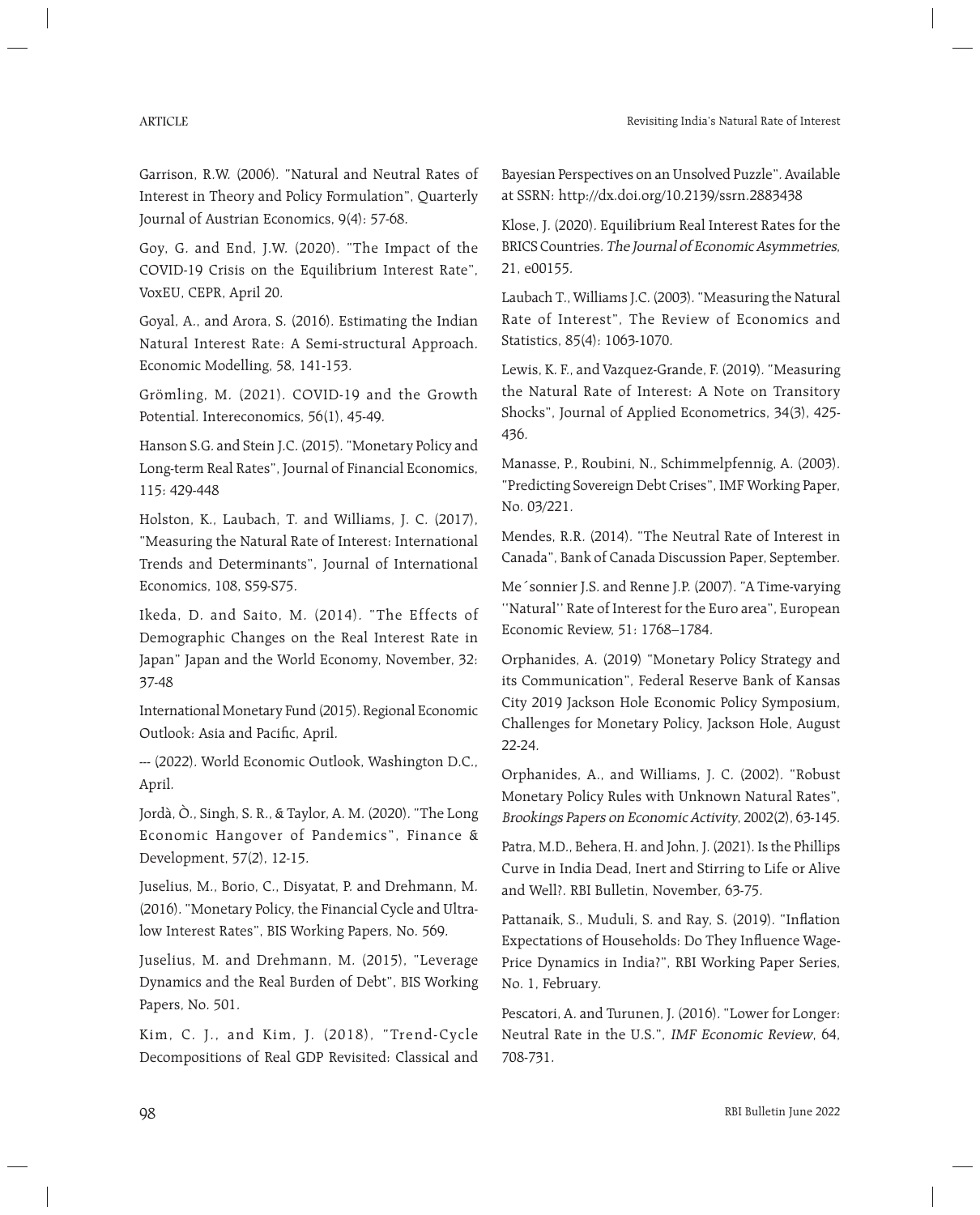Garrison, R.W. (2006). "Natural and Neutral Rates of Interest in Theory and Policy Formulation", Quarterly Journal of Austrian Economics, 9(4): 57-68.

Goy, G. and End, J.W. (2020). "The Impact of the COVID-19 Crisis on the Equilibrium Interest Rate", VoxEU, CEPR, April 20.

Goyal, A., and Arora, S. (2016). Estimating the Indian Natural Interest Rate: A Semi-structural Approach. Economic Modelling, 58, 141-153.

Grömling, M. (2021). COVID-19 and the Growth Potential. Intereconomics, 56(1), 45-49.

Hanson S.G. and Stein J.C. (2015). "Monetary Policy and Long-term Real Rates", Journal of Financial Economics, 115: 429-448

Holston, K., Laubach, T. and Williams, J. C. (2017), "Measuring the Natural Rate of Interest: International Trends and Determinants", Journal of International Economics, 108, S59-S75.

Ikeda, D. and Saito, M. (2014). "The Effects of Demographic Changes on the Real Interest Rate in Japan" Japan and the World Economy, November, 32: 37-48

International Monetary Fund (2015). Regional Economic Outlook: Asia and Pacific, April.

--- (2022). World Economic Outlook, Washington D.C., April.

Jordà, Ò., Singh, S. R., & Taylor, A. M. (2020). "The Long Economic Hangover of Pandemics", Finance & Development, 57(2), 12-15.

Juselius, M., Borio, C., Disyatat, P. and Drehmann, M. (2016). "Monetary Policy, the Financial Cycle and Ultra-low Interest Rates", BIS Working Papers, No. 569.

Juselius, M. and Drehmann, M. (2015), "Leverage Dynamics and the Real Burden of Debt", BIS Working Papers, No. 501.

Kim, C. J., and Kim, J. (2018), "Trend-Cycle Decompositions of Real GDP Revisited: Classical and Bayesian Perspectives on an Unsolved Puzzle". Available at SSRN: http://dx.doi.org/10.2139/ssrn.2883438

Klose, J. (2020). Equilibrium Real Interest Rates for the BRICS Countries. *The Journal of Economic Asymmetries*, 21, e00155.

Laubach T., Williams J.C. (2003). "Measuring the Natural Rate of Interest", The Review of Economics and Statistics, 85(4): 1063-1070.

Lewis, K. F., and Vazquez-Grande, F. (2019). "Measuring the Natural Rate of Interest: A Note on Transitory Shocks", Journal of Applied Econometrics, 34(3), 425-436.

Manasse, P., Roubini, N., Schimmelpfennig, A. (2003). "Predicting Sovereign Debt Crises", IMF Working Paper, No. 03/221.

Mendes, R.R. (2014). "The Neutral Rate of Interest in Canada", Bank of Canada Discussion Paper, September.

Me´sonnier J.S. and Renne J.P. (2007). "A Time-varying ''Natural'' Rate of Interest for the Euro area", European Economic Review, 51: 1768–1784.

Orphanides, A. (2019) "Monetary Policy Strategy and its Communication", Federal Reserve Bank of Kansas City 2019 Jackson Hole Economic Policy Symposium, Challenges for Monetary Policy, Jackson Hole, August 22-24.

Orphanides, A., and Williams, J. C. (2002). "Robust Monetary Policy Rules with Unknown Natural Rates", *Brookings Papers on Economic Activity*, 2002(2), 63-145.

Patra, M.D., Behera, H. and John, J. (2021). Is the Phillips Curve in India Dead, Inert and Stirring to Life or Alive and Well?. RBI Bulletin, November, 63-75.

Pattanaik, S., Muduli, S. and Ray, S. (2019). "Inflation Expectations of Households: Do They Influence Wage-Price Dynamics in India?", RBI Working Paper Series, No. 1, February.

Pescatori, A. and Turunen, J. (2016). "Lower for Longer: Neutral Rate in the U.S.", *IMF Economic Review*, 64, 708-731.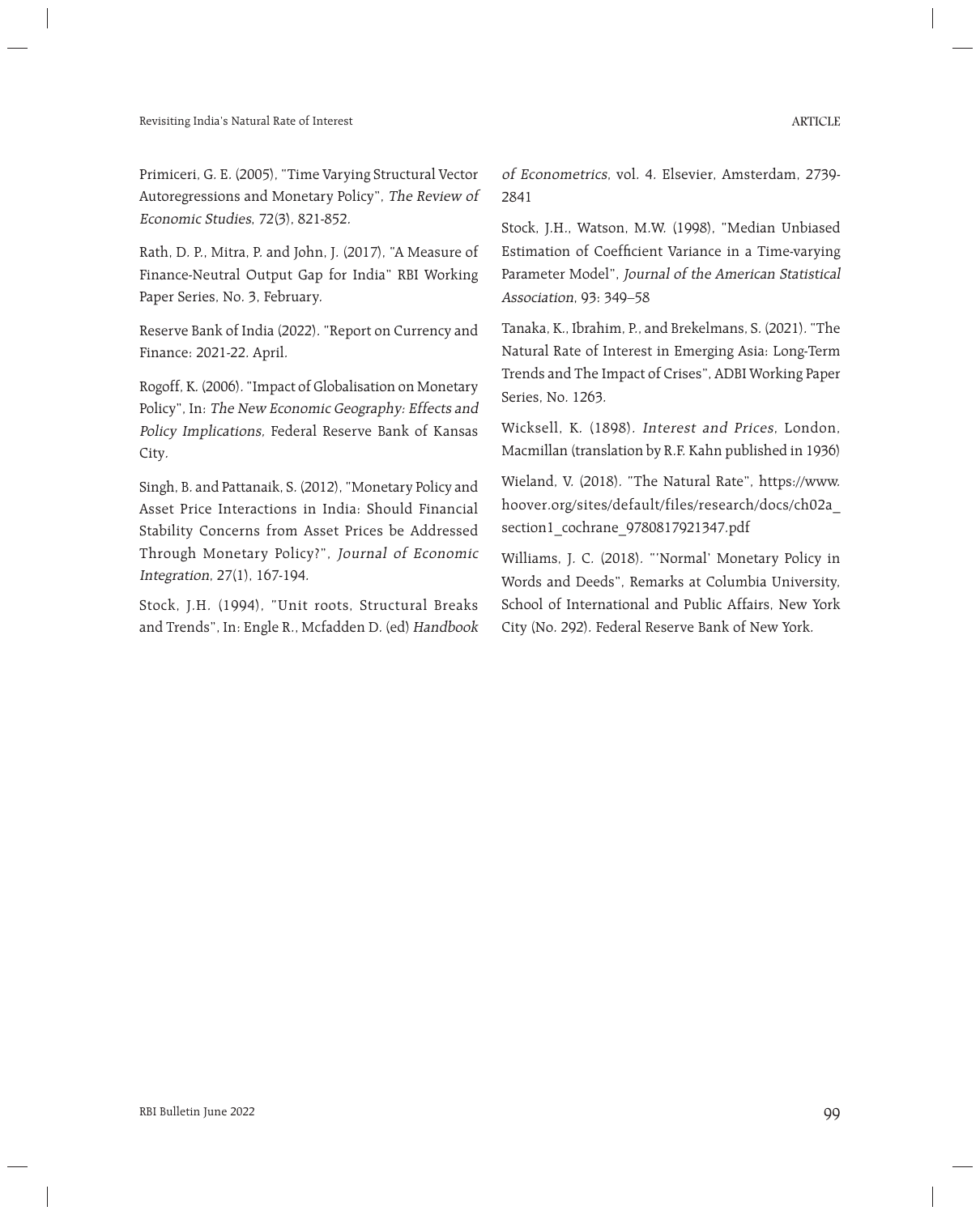Primiceri, G. E. (2005), "Time Varying Structural Vector Autoregressions and Monetary Policy", *The Review of Economic Studies*, 72(3), 821-852.

Rath, D. P., Mitra, P. and John, J. (2017), "A Measure of Finance-Neutral Output Gap for India" RBI Working Paper Series, No. 3, February.

Reserve Bank of India (2022). "Report on Currency and Finance: 2021-22. April.

Rogoff, K. (2006). "Impact of Globalisation on Monetary Policy", In: *The New Economic Geography: Effects and Policy Implications,* Federal Reserve Bank of Kansas City.

Singh, B. and Pattanaik, S. (2012), "Monetary Policy and Asset Price Interactions in India: Should Financial Stability Concerns from Asset Prices be Addressed Through Monetary Policy?", *Journal of Economic Integration*, 27(1), 167-194.

Stock, J.H. (1994), "Unit roots, Structural Breaks and Trends", In: Engle R., Mcfadden D. (ed) *Handbook of Econometrics*, vol. 4. Elsevier, Amsterdam, 2739-2841

Stock, J.H., Watson, M.W. (1998), "Median Unbiased Estimation of Coefficient Variance in a Time-varying Parameter Model", *Journal of the American Statistical Association*, 93: 349–58

Tanaka, K., Ibrahim, P., and Brekelmans, S. (2021). "The Natural Rate of Interest in Emerging Asia: Long-Term Trends and The Impact of Crises", ADBI Working Paper Series, No. 1263.

Wicksell, K. (1898). *Interest and Prices*, London, Macmillan (translation by R.F. Kahn published in 1936)

Wieland, V. (2018). "The Natural Rate", https://www.hoover.org/sites/default/files/research/docs/ch02a_section1_cochrane_9780817921347.pdf

Williams, J. C. (2018). "'Normal' Monetary Policy in Words and Deeds", Remarks at Columbia University, School of International and Public Affairs, New York City (No. 292). Federal Reserve Bank of New York.